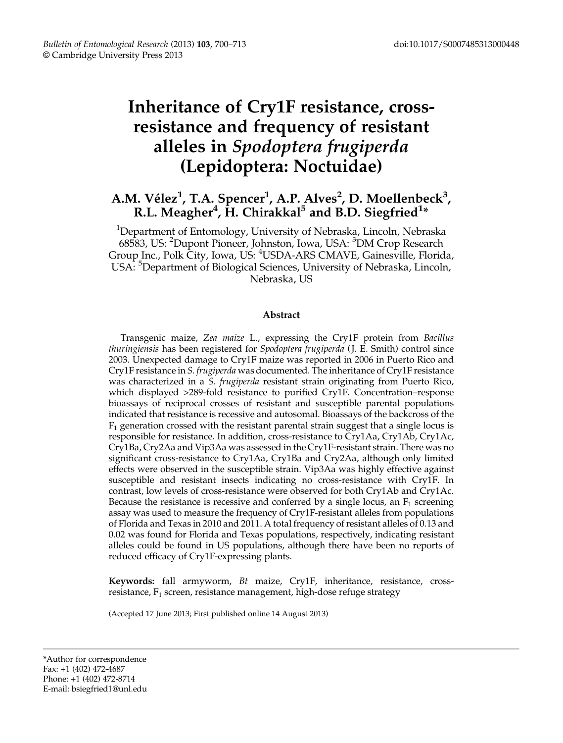# Inheritance of Cry1F resistance, cross-resistance and frequency of resistant alleles in *Spodoptera frugiperda* (Lepidoptera: Noctuidae)

**A.M. Vélez[1], T.A. Spencer[1], A.P. Alves[2], D. Moellenbeck[3], R.L. Meagher[4], H. Chirakkal[5] and B.D. Siegfried[1]***

[1]Department of Entomology, University of Nebraska, Lincoln, Nebraska 68583, US: [2]Dupont Pioneer, Johnston, Iowa, USA: [3]DM Crop Research Group Inc., Polk City, Iowa, US: [4]USDA-ARS CMAVE, Gainesville, Florida, USA: [5]Department of Biological Sciences, University of Nebraska, Lincoln, Nebraska, US

## Abstract

Transgenic maize, *Zea maize* L., expressing the Cry1F protein from *Bacillus thuringiensis* has been registered for *Spodoptera frugiperda* (J. E. Smith) control since 2003. Unexpected damage to Cry1F maize was reported in 2006 in Puerto Rico and Cry1F resistance in *S. frugiperda* was documented. The inheritance of Cry1F resistance was characterized in a *S. frugiperda* resistant strain originating from Puerto Rico, which displayed >289-fold resistance to purified Cry1F. Concentration–response bioassays of reciprocal crosses of resistant and susceptible parental populations indicated that resistance is recessive and autosomal. Bioassays of the backcross of the $F_1$ generation crossed with the resistant parental strain suggest that a single locus is responsible for resistance. In addition, cross-resistance to Cry1Aa, Cry1Ab, Cry1Ac, Cry1Ba, Cry2Aa and Vip3Aa was assessed in the Cry1F-resistant strain. There was no significant cross-resistance to Cry1Aa, Cry1Ba and Cry2Aa, although only limited effects were observed in the susceptible strain. Vip3Aa was highly effective against susceptible and resistant insects indicating no cross-resistance with Cry1F. In contrast, low levels of cross-resistance were observed for both Cry1Ab and Cry1Ac. Because the resistance is recessive and conferred by a single locus, an $F_1$ screening assay was used to measure the frequency of Cry1F-resistant alleles from populations of Florida and Texas in 2010 and 2011. A total frequency of resistant alleles of 0.13 and 0.02 was found for Florida and Texas populations, respectively, indicating resistant alleles could be found in US populations, although there have been no reports of reduced efficacy of Cry1F-expressing plants.

**Keywords:** fall armyworm, *Bt* maize, Cry1F, inheritance, resistance, cross-resistance, $F_1$ screen, resistance management, high-dose refuge strategy

(Accepted 17 June 2013; First published online 14 August 2013)

---

*Author for correspondence
Fax: +1 (402) 472-4687
Phone: +1 (402) 472-8714
E-mail: bsiegfried1@unl.edu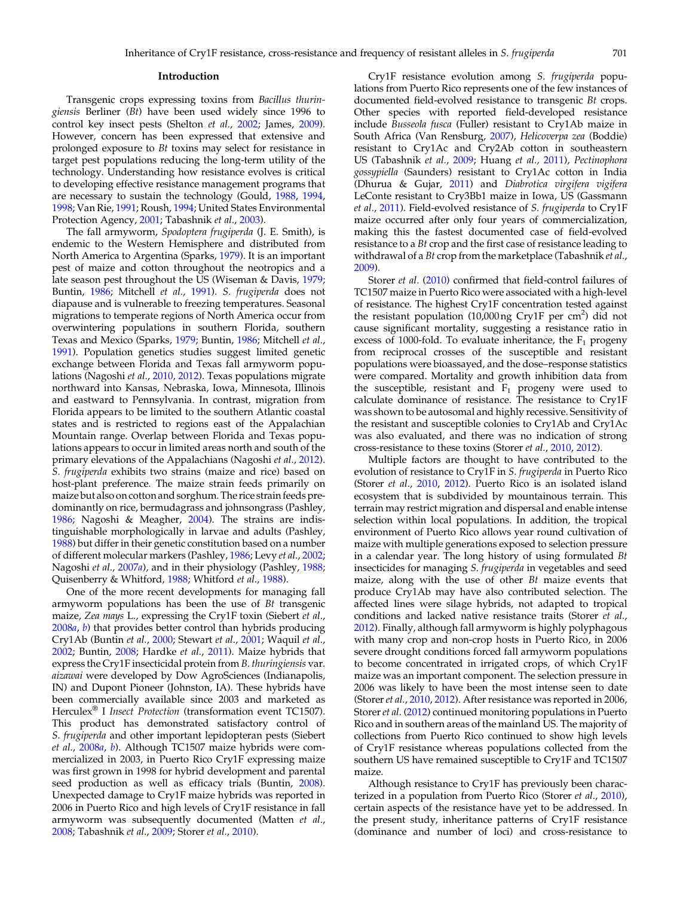## Introduction

Transgenic crops expressing toxins from *Bacillus thuringiensis* Berliner (*Bt*) have been used widely since 1996 to control key insect pests (Shelton *et al.*, 2002; James, 2009). However, concern has been expressed that extensive and prolonged exposure to *Bt* toxins may select for resistance in target pest populations reducing the long-term utility of the technology. Understanding how resistance evolves is critical to developing effective resistance management programs that are necessary to sustain the technology (Gould, 1988, 1994, 1998; Van Rie, 1991; Roush, 1994; United States Environmental Protection Agency, 2001; Tabashnik *et al.*, 2003).

The fall armyworm, *Spodoptera frugiperda* (J. E. Smith), is endemic to the Western Hemisphere and distributed from North America to Argentina (Sparks, 1979). It is an important pest of maize and cotton throughout the neotropics and a late season pest throughout the US (Wiseman & Davis, 1979; Buntin, 1986; Mitchell *et al.*, 1991). *S. frugiperda* does not diapause and is vulnerable to freezing temperatures. Seasonal migrations to temperate regions of North America occur from overwintering populations in southern Florida, southern Texas and Mexico (Sparks, 1979; Buntin, 1986; Mitchell *et al.*, 1991). Population genetics studies suggest limited genetic exchange between Florida and Texas fall armyworm populations (Nagoshi *et al.*, 2010, 2012). Texas populations migrate northward into Kansas, Nebraska, Iowa, Minnesota, Illinois and eastward to Pennsylvania. In contrast, migration from Florida appears to be limited to the southern Atlantic coastal states and is restricted to regions east of the Appalachian Mountain range. Overlap between Florida and Texas populations appears to occur in limited areas north and south of the primary elevations of the Appalachians (Nagoshi *et al.*, 2012). *S. frugiperda* exhibits two strains (maize and rice) based on host-plant preference. The maize strain feeds primarily on maize but also on cotton and sorghum. The rice strain feeds predominantly on rice, bermudagrass and johnsongrass (Pashley, 1986; Nagoshi & Meagher, 2004). The strains are indistinguishable morphologically in larvae and adults (Pashley, 1988) but differ in their genetic constitution based on a number of different molecular markers (Pashley, 1986; Levy *et al.*, 2002; Nagoshi *et al.*, 2007*a*), and in their physiology (Pashley, 1988; Quisenberry & Whitford, 1988; Whitford *et al.*, 1988).

One of the more recent developments for managing fall armyworm populations has been the use of *Bt* transgenic maize, *Zea mays* L., expressing the Cry1F toxin (Siebert *et al.*, 2008*a*, *b*) that provides better control than hybrids producing Cry1Ab (Buntin *et al.*, 2000; Stewart *et al.*, 2001; Waquil *et al.*, 2002; Buntin, 2008; Hardke *et al.*, 2011). Maize hybrids that express the Cry1F insecticidal protein from *B. thuringiensis* var. *aizawai* were developed by Dow AgroSciences (Indianapolis, IN) and Dupont Pioneer (Johnston, IA). These hybrids have been commercially available since 2003 and marketed as Herculex® I *Insect Protection* (transformation event TC1507). This product has demonstrated satisfactory control of *S. frugiperda* and other important lepidopteran pests (Siebert *et al.*, 2008*a*, *b*). Although TC1507 maize hybrids were commercialized in 2003, in Puerto Rico Cry1F expressing maize was first grown in 1998 for hybrid development and parental seed production as well as efficacy trials (Buntin, 2008). Unexpected damage to Cry1F maize hybrids was reported in 2006 in Puerto Rico and high levels of Cry1F resistance in fall armyworm was subsequently documented (Matten *et al.*, 2008; Tabashnik *et al.*, 2009; Storer *et al.*, 2010).

Cry1F resistance evolution among *S. frugiperda* populations from Puerto Rico represents one of the few instances of documented field-evolved resistance to transgenic *Bt* crops. Other species with reported field-developed resistance include *Busseola fusca* (Fuller) resistant to Cry1Ab maize in South Africa (Van Rensburg, 2007), *Helicoverpa zea* (Boddie) resistant to Cry1Ac and Cry2Ab cotton in southeastern US (Tabashnik *et al.*, 2009; Huang *et al.*, 2011), *Pectinophora gossypiella* (Saunders) resistant to Cry1Ac cotton in India (Dhurua & Gujar, 2011) and *Diabrotica virgifera vigifera* LeConte resistant to Cry3Bb1 maize in Iowa, US (Gassmann *et al.*, 2011). Field-evolved resistance of *S. frugiperda* to Cry1F maize occurred after only four years of commercialization, making this the fastest documented case of field-evolved resistance to a *Bt* crop and the first case of resistance leading to withdrawal of a *Bt* crop from the marketplace (Tabashnik *et al.*, 2009).

Storer *et al.* (2010) confirmed that field-control failures of TC1507 maize in Puerto Rico were associated with a high-level of resistance. The highest Cry1F concentration tested against the resistant population (10,000 ng Cry1F per cm$^2$) did not cause significant mortality, suggesting a resistance ratio in excess of 1000-fold. To evaluate inheritance, the $F_1$ progeny from reciprocal crosses of the susceptible and resistant populations were bioassayed, and the dose–response statistics were compared. Mortality and growth inhibition data from the susceptible, resistant and $F_1$ progeny were used to calculate dominance of resistance. The resistance to Cry1F was shown to be autosomal and highly recessive. Sensitivity of the resistant and susceptible colonies to Cry1Ab and Cry1Ac was also evaluated, and there was no indication of strong cross-resistance to these toxins (Storer *et al.*, 2010, 2012).

Multiple factors are thought to have contributed to the evolution of resistance to Cry1F in *S. frugiperda* in Puerto Rico (Storer *et al.*, 2010, 2012). Puerto Rico is an isolated island ecosystem that is subdivided by mountainous terrain. This terrain may restrict migration and dispersal and enable intense selection within local populations. In addition, the tropical environment of Puerto Rico allows year round cultivation of maize with multiple generations exposed to selection pressure in a calendar year. The long history of using formulated *Bt* insecticides for managing *S. frugiperda* in vegetables and seed maize, along with the use of other *Bt* maize events that produce Cry1Ab may have also contributed selection. The affected lines were silage hybrids, not adapted to tropical conditions and lacked native resistance traits (Storer *et al.*, 2012). Finally, although fall armyworm is highly polyphagous with many crop and non-crop hosts in Puerto Rico, in 2006 severe drought conditions forced fall armyworm populations to become concentrated in irrigated crops, of which Cry1F maize was an important component. The selection pressure in 2006 was likely to have been the most intense seen to date (Storer *et al.*, 2010, 2012). After resistance was reported in 2006, Storer *et al.* (2012) continued monitoring populations in Puerto Rico and in southern areas of the mainland US. The majority of collections from Puerto Rico continued to show high levels of Cry1F resistance whereas populations collected from the southern US have remained susceptible to Cry1F and TC1507 maize.

Although resistance to Cry1F has previously been characterized in a population from Puerto Rico (Storer *et al.*, 2010), certain aspects of the resistance have yet to be addressed. In the present study, inheritance patterns of Cry1F resistance (dominance and number of loci) and cross-resistance to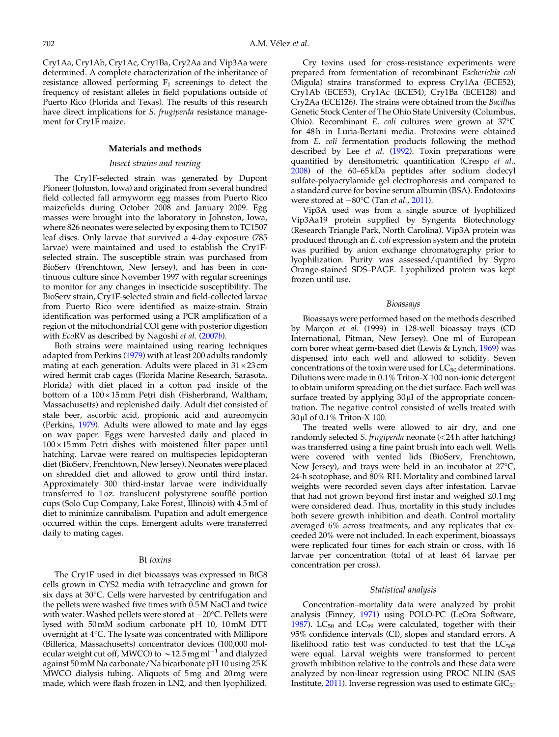Cry1Aa, Cry1Ab, Cry1Ac, Cry1Ba, Cry2Aa and Vip3Aa were determined. A complete characterization of the inheritance of resistance allowed performing $F_1$ screenings to detect the frequency of resistant alleles in field populations outside of Puerto Rico (Florida and Texas). The results of this research have direct implications for *S. frugiperda* resistance management for Cry1F maize.

## Materials and methods

### Insect strains and rearing

The Cry1F-selected strain was generated by Dupont Pioneer (Johnston, Iowa) and originated from several hundred field collected fall armyworm egg masses from Puerto Rico maizefields during October 2008 and January 2009. Egg masses were brought into the laboratory in Johnston, Iowa, where 826 neonates were selected by exposing them to TC1507 leaf discs. Only larvae that survived a 4-day exposure (785 larvae) were maintained and used to establish the Cry1F-selected strain. The susceptible strain was purchased from BioServ (Frenchtown, New Jersey), and has been in continuous culture since November 1997 with regular screenings to monitor for any changes in insecticide susceptibility. The BioServ strain, Cry1F-selected strain and field-collected larvae from Puerto Rico were identified as maize-strain. Strain identification was performed using a PCR amplification of a region of the mitochondrial COI gene with posterior digestion with *Eco*RV as described by Nagoshi *et al*. (2007*b*).

Both strains were maintained using rearing techniques adapted from Perkins (1979) with at least 200 adults randomly mating at each generation. Adults were placed in 31 × 23 cm wired hermit crab cages (Florida Marine Research, Sarasota, Florida) with diet placed in a cotton pad inside of the bottom of a 100 × 15 mm Petri dish (Fisherbrand, Waltham, Massachusetts) and replenished daily. Adult diet consisted of stale beer, ascorbic acid, propionic acid and aureomycin (Perkins, 1979). Adults were allowed to mate and lay eggs on wax paper. Eggs were harvested daily and placed in 100 × 15 mm Petri dishes with moistened filter paper until hatching. Larvae were reared on multispecies lepidopteran diet (BioServ, Frenchtown, New Jersey). Neonates were placed on shredded diet and allowed to grow until third instar. Approximately 300 third-instar larvae were individually transferred to 1 oz. translucent polystyrene soufflé portion cups (Solo Cup Company, Lake Forest, Illinois) with 4.5 ml of diet to minimize cannibalism. Pupation and adult emergence occurred within the cups. Emergent adults were transferred daily to mating cages.

### Bt *toxins*

The Cry1F used in diet bioassays was expressed in BtG8 cells grown in CYS2 media with tetracycline and grown for six days at 30°C. Cells were harvested by centrifugation and the pellets were washed five times with 0.5 M NaCl and twice with water. Washed pellets were stored at −20°C. Pellets were lysed with 50 mM sodium carbonate pH 10, 10 mM DTT overnight at 4°C. The lysate was concentrated with Millipore (Billerica, Massachusetts) concentrator devices (100,000 molecular weight cut off, MWCO) to ~12.5 mg ml$^{-1}$ and dialyzed against 50 mM Na carbonate/Na bicarbonate pH 10 using 25 K MWCO dialysis tubing. Aliquots of 5 mg and 20 mg were made, which were flash frozen in LN2, and then lyophilized.

Cry toxins used for cross-resistance experiments were prepared from fermentation of recombinant *Escherichia coli* (Migula) strains transformed to express Cry1Aa (ECE52), Cry1Ab (ECE53), Cry1Ac (ECE54), Cry1Ba (ECE128) and Cry2Aa (ECE126). The strains were obtained from the *Bacillus* Genetic Stock Center of The Ohio State University (Columbus, Ohio). Recombinant *E. coli* cultures were grown at 37°C for 48 h in Luria-Bertani media. Protoxins were obtained from *E. coli* fermentation products following the method described by Lee *et al.* (1992). Toxin preparations were quantified by densitometric quantification (Crespo *et al.*, 2008) of the 60–65 kDa peptides after sodium dodecyl sulfate-polyacrylamide gel electrophoresis and compared to a standard curve for bovine serum albumin (BSA). Endotoxins were stored at −80°C (Tan *et al.*, 2011).

Vip3A used was from a single source of lyophilized Vip3Aa19 protein supplied by Syngenta Biotechnology (Research Triangle Park, North Carolina). Vip3A protein was produced through an *E. coli* expression system and the protein was purified by anion exchange chromatography prior to lyophilization. Purity was assessed/quantified by Sypro Orange-stained SDS–PAGE. Lyophilized protein was kept frozen until use.

### Bioassays

Bioassays were performed based on the methods described by Marçon *et al*. (1999) in 128-well bioassay trays (CD International, Pitman, New Jersey). One ml of European corn borer wheat germ-based diet (Lewis & Lynch, 1969) was dispensed into each well and allowed to solidify. Seven concentrations of the toxin were used for $LC_{50}$ determinations. Dilutions were made in 0.1% Triton-X 100 non-ionic detergent to obtain uniform spreading on the diet surface. Each well was surface treated by applying 30 µl of the appropriate concentration. The negative control consisted of wells treated with 30 µl of 0.1% Triton-X 100.

The treated wells were allowed to air dry, and one randomly selected *S. frugiperda* neonate (<24 h after hatching) was transferred using a fine paint brush into each well. Wells were covered with vented lids (BioServ, Frenchtown, New Jersey), and trays were held in an incubator at 27°C, 24-h scotophase, and 80% RH. Mortality and combined larval weights were recorded seven days after infestation. Larvae that had not grown beyond first instar and weighed ≤0.1 mg were considered dead. Thus, mortality in this study includes both severe growth inhibition and death. Control mortality averaged 6% across treatments, and any replicates that exceeded 20% were not included. In each experiment, bioassays were replicated four times for each strain or cross, with 16 larvae per concentration (total of at least 64 larvae per concentration per cross).

### Statistical analysis

Concentration–mortality data were analyzed by probit analysis (Finney, 1971) using POLO-PC (LeOra Software, 1987). $LC_{50}$ and $LC_{99}$ were calculated, together with their 95% confidence intervals (CI), slopes and standard errors. A likelihood ratio test was conducted to test that the $LC_{50}$s were equal. Larval weights were transformed to percent growth inhibition relative to the controls and these data were analyzed by non-linear regression using PROC NLIN (SAS Institute, 2011). Inverse regression was used to estimate $GIC_{50}$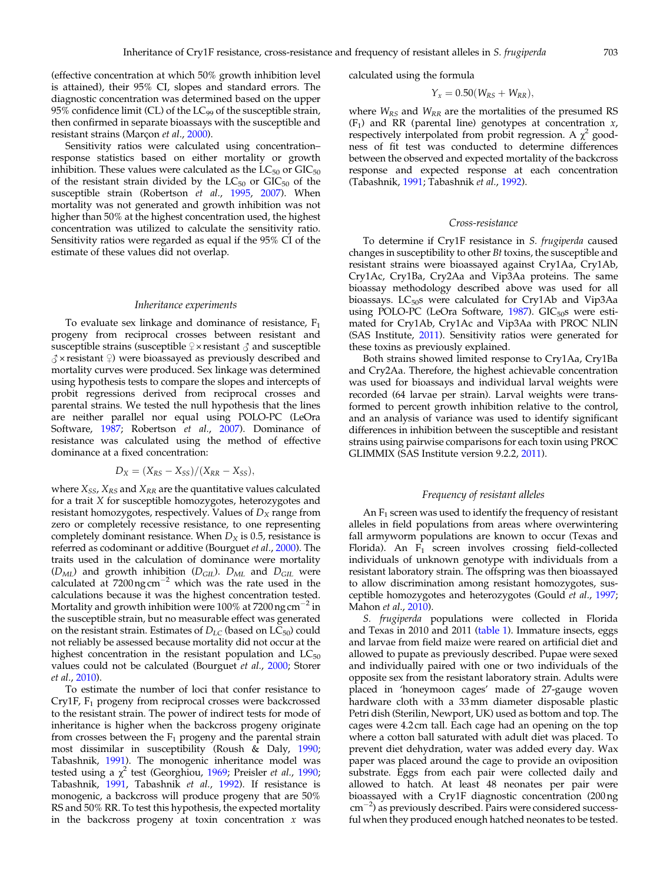(effective concentration at which 50% growth inhibition level is attained), their 95% CI, slopes and standard errors. The diagnostic concentration was determined based on the upper 95% confidence limit (CL) of the $LC_{99}$ of the susceptible strain, then confirmed in separate bioassays with the susceptible and resistant strains (Marçon *et al.*, 2000).

Sensitivity ratios were calculated using concentration–response statistics based on either mortality or growth inhibition. These values were calculated as the $LC_{50}$ or $GIC_{50}$ of the resistant strain divided by the $LC_{50}$ or $GIC_{50}$ of the susceptible strain (Robertson *et al.*, 1995, 2007). When mortality was not generated and growth inhibition was not higher than 50% at the highest concentration used, the highest concentration was utilized to calculate the sensitivity ratio. Sensitivity ratios were regarded as equal if the 95% CI of the estimate of these values did not overlap.

### *Inheritance experiments*

To evaluate sex linkage and dominance of resistance, $F_1$ progeny from reciprocal crosses between resistant and susceptible strains (susceptible ♀ × resistant ♂ and susceptible ♂ × resistant ♀) were bioassayed as previously described and mortality curves were produced. Sex linkage was determined using hypothesis tests to compare the slopes and intercepts of probit regressions derived from reciprocal crosses and parental strains. We tested the null hypothesis that the lines are neither parallel nor equal using POLO-PC (LeOra Software, 1987; Robertson *et al.*, 2007). Dominance of resistance was calculated using the method of effective dominance at a fixed concentration:

$$D_X = (X_{RS} - X_{SS})/(X_{RR} - X_{SS}),$$

where $X_{SS}$, $X_{RS}$ and $X_{RR}$ are the quantitative values calculated for a trait $X$ for susceptible homozygotes, heterozygotes and resistant homozygotes, respectively. Values of $D_X$ range from zero or completely recessive resistance, to one representing completely dominant resistance. When $D_X$ is 0.5, resistance is referred as codominant or additive (Bourguet *et al.*, 2000). The traits used in the calculation of dominance were mortality ($D_{ML}$) and growth inhibition ($D_{GIL}$). $D_{ML}$ and $D_{GIL}$ were calculated at 7200 ng cm$^{-2}$ which was the rate used in the calculations because it was the highest concentration tested. Mortality and growth inhibition were 100% at 7200 ng cm$^{-2}$ in the susceptible strain, but no measurable effect was generated on the resistant strain. Estimates of $D_{LC}$ (based on $LC_{50}$) could not reliably be assessed because mortality did not occur at the highest concentration in the resistant population and $LC_{50}$ values could not be calculated (Bourguet *et al.*, 2000; Storer *et al.*, 2010).

To estimate the number of loci that confer resistance to Cry1F, $F_1$ progeny from reciprocal crosses were backcrossed to the resistant strain. The power of indirect tests for mode of inheritance is higher when the backcross progeny originate from crosses between the $F_1$ progeny and the parental strain most dissimilar in susceptibility (Roush & Daly, 1990; Tabashnik, 1991). The monogenic inheritance model was tested using a $\chi^2$ test (Georghiou, 1969; Preisler *et al.*, 1990; Tabashnik, 1991, Tabashnik *et al.*, 1992). If resistance is monogenic, a backcross will produce progeny that are 50% RS and 50% RR. To test this hypothesis, the expected mortality in the backcross progeny at toxin concentration $x$ was calculated using the formula

$$Y_x = 0.50(W_{RS} + W_{RR}),$$

where $W_{RS}$ and $W_{RR}$ are the mortalities of the presumed RS ($F_1$) and RR (parental line) genotypes at concentration $x$, respectively interpolated from probit regression. A $\chi^2$ goodness of fit test was conducted to determine differences between the observed and expected mortality of the backcross response and expected response at each concentration (Tabashnik, 1991; Tabashnik *et al.*, 1992).

### *Cross-resistance*

To determine if Cry1F resistance in *S. frugiperda* caused changes in susceptibility to other *Bt* toxins, the susceptible and resistant strains were bioassayed against Cry1Aa, Cry1Ab, Cry1Ac, Cry1Ba, Cry2Aa and Vip3Aa proteins. The same bioassay methodology described above was used for all bioassays. $LC_{50}$s were calculated for Cry1Ab and Vip3Aa using POLO-PC (LeOra Software, 1987). $GIC_{50}$s were estimated for Cry1Ab, Cry1Ac and Vip3Aa with PROC NLIN (SAS Institute, 2011). Sensitivity ratios were generated for these toxins as previously explained.

Both strains showed limited response to Cry1Aa, Cry1Ba and Cry2Aa. Therefore, the highest achievable concentration was used for bioassays and individual larval weights were recorded (64 larvae per strain). Larval weights were transformed to percent growth inhibition relative to the control, and an analysis of variance was used to identify significant differences in inhibition between the susceptible and resistant strains using pairwise comparisons for each toxin using PROC GLIMMIX (SAS Institute version 9.2.2, 2011).

### *Frequency of resistant alleles*

An $F_1$ screen was used to identify the frequency of resistant alleles in field populations from areas where overwintering fall armyworm populations are known to occur (Texas and Florida). An $F_1$ screen involves crossing field-collected individuals of unknown genotype with individuals from a resistant laboratory strain. The offspring was then bioassayed to allow discrimination among resistant homozygotes, susceptible homozygotes and heterozygotes (Gould *et al.*, 1997; Mahon *et al.*, 2010).

*S. frugiperda* populations were collected in Florida and Texas in 2010 and 2011 (table 1). Immature insects, eggs and larvae from field maize were reared on artificial diet and allowed to pupate as previously described. Pupae were sexed and individually paired with one or two individuals of the opposite sex from the resistant laboratory strain. Adults were placed in 'honeymoon cages' made of 27-gauge woven hardware cloth with a 33 mm diameter disposable plastic Petri dish (Sterilin, Newport, UK) used as bottom and top. The cages were 4.2 cm tall. Each cage had an opening on the top where a cotton ball saturated with adult diet was placed. To prevent diet dehydration, water was added every day. Wax paper was placed around the cage to provide an oviposition substrate. Eggs from each pair were collected daily and allowed to hatch. At least 48 neonates per pair were bioassayed with a Cry1F diagnostic concentration (200 ng cm$^{-2}$) as previously described. Pairs were considered successful when they produced enough hatched neonates to be tested.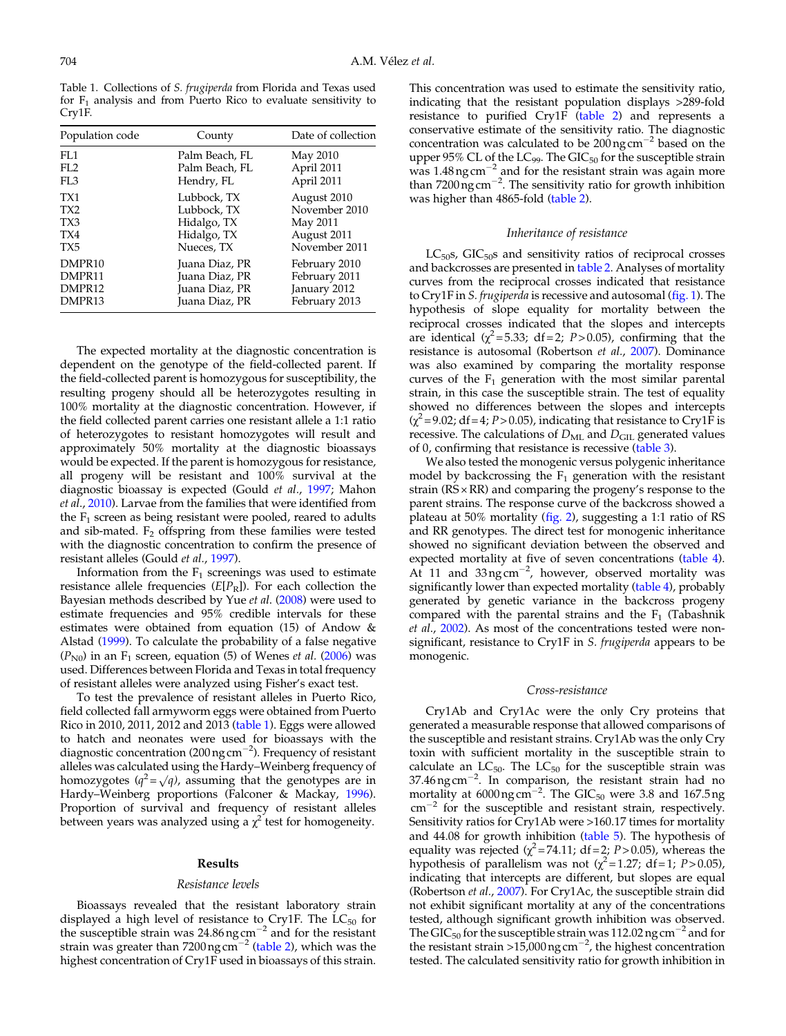Table 1. Collections of *S. frugiperda* from Florida and Texas used for $F_1$ analysis and from Puerto Rico to evaluate sensitivity to Cry1F.

| Population code | County | Date of collection |
|---|---|---|
| FL1 | Palm Beach, FL | May 2010 |
| FL2 | Palm Beach, FL | April 2011 |
| FL3 | Hendry, FL | April 2011 |
| TX1 | Lubbock, TX | August 2010 |
| TX2 | Lubbock, TX | November 2010 |
| TX3 | Hidalgo, TX | May 2011 |
| TX4 | Hidalgo, TX | August 2011 |
| TX5 | Nueces, TX | November 2011 |
| DMPR10 | Juana Diaz, PR | February 2010 |
| DMPR11 | Juana Diaz, PR | February 2011 |
| DMPR12 | Juana Diaz, PR | January 2012 |
| DMPR13 | Juana Diaz, PR | February 2013 |

The expected mortality at the diagnostic concentration is dependent on the genotype of the field-collected parent. If the field-collected parent is homozygous for susceptibility, the resulting progeny should all be heterozygotes resulting in 100% mortality at the diagnostic concentration. However, if the field collected parent carries one resistant allele a 1:1 ratio of heterozygotes to resistant homozygotes will result and approximately 50% mortality at the diagnostic bioassays would be expected. If the parent is homozygous for resistance, all progeny will be resistant and 100% survival at the diagnostic bioassay is expected (Gould *et al.*, 1997; Mahon *et al.*, 2010). Larvae from the families that were identified from the $F_1$ screen as being resistant were pooled, reared to adults and sib-mated. $F_2$ offspring from these families were tested with the diagnostic concentration to confirm the presence of resistant alleles (Gould *et al.*, 1997).

Information from the $F_1$ screenings was used to estimate resistance allele frequencies ($E[P_R]$). For each collection the Bayesian methods described by Yue *et al.* (2008) were used to estimate frequencies and 95% credible intervals for these estimates were obtained from equation (15) of Andow & Alstad (1999). To calculate the probability of a false negative ($P_{N0}$) in an $F_1$ screen, equation (5) of Wenes *et al.* (2006) was used. Differences between Florida and Texas in total frequency of resistant alleles were analyzed using Fisher's exact test.

To test the prevalence of resistant alleles in Puerto Rico, field collected fall armyworm eggs were obtained from Puerto Rico in 2010, 2011, 2012 and 2013 (table 1). Eggs were allowed to hatch and neonates were used for bioassays with the diagnostic concentration (200 ng $cm^{-2}$). Frequency of resistant alleles was calculated using the Hardy–Weinberg frequency of homozygotes ($q^2 = \sqrt{q}$), assuming that the genotypes are in Hardy–Weinberg proportions (Falconer & Mackay, 1996). Proportion of survival and frequency of resistant alleles between years was analyzed using a $\chi^2$ test for homogeneity.

## Results

### *Resistance levels*

Bioassays revealed that the resistant laboratory strain displayed a high level of resistance to Cry1F. The $LC_{50}$ for the susceptible strain was 24.86 ng $cm^{-2}$ and for the resistant strain was greater than 7200 ng $cm^{-2}$ (table 2), which was the highest concentration of Cry1F used in bioassays of this strain. This concentration was used to estimate the sensitivity ratio, indicating that the resistant population displays >289-fold resistance to purified Cry1F (table 2) and represents a conservative estimate of the sensitivity ratio. The diagnostic concentration was calculated to be 200 ng $cm^{-2}$ based on the upper 95% CL of the $LC_{99}$. The $GIC_{50}$ for the susceptible strain was 1.48 ng $cm^{-2}$ and for the resistant strain was again more than 7200 ng $cm^{-2}$. The sensitivity ratio for growth inhibition was higher than 4865-fold (table 2).

### *Inheritance of resistance*

$LC_{50}$s, $GIC_{50}$s and sensitivity ratios of reciprocal crosses and backcrosses are presented in table 2. Analyses of mortality curves from the reciprocal crosses indicated that resistance to Cry1F in *S. frugiperda* is recessive and autosomal (fig. 1). The hypothesis of slope equality for mortality between the reciprocal crosses indicated that the slopes and intercepts are identical ($\chi^2 = 5.33$; df = 2; $P > 0.05$), confirming that the resistance is autosomal (Robertson *et al.*, 2007). Dominance was also examined by comparing the mortality response curves of the $F_1$ generation with the most similar parental strain, in this case the susceptible strain. The test of equality showed no differences between the slopes and intercepts ($\chi^2 = 9.02$; df = 4; $P > 0.05$), indicating that resistance to Cry1F is recessive. The calculations of $D_{ML}$ and $D_{GIL}$ generated values of 0, confirming that resistance is recessive (table 3).

We also tested the monogenic versus polygenic inheritance model by backcrossing the $F_1$ generation with the resistant strain (RS × RR) and comparing the progeny's response to the parent strains. The response curve of the backcross showed a plateau at 50% mortality (fig. 2), suggesting a 1:1 ratio of RS and RR genotypes. The direct test for monogenic inheritance showed no significant deviation between the observed and expected mortality at five of seven concentrations (table 4). At 11 and 33 ng $cm^{-2}$, however, observed mortality was significantly lower than expected mortality (table 4), probably generated by genetic variance in the backcross progeny compared with the parental strains and the $F_1$ (Tabashnik *et al.*, 2002). As most of the concentrations tested were non-significant, resistance to Cry1F in *S. frugiperda* appears to be monogenic.

### *Cross-resistance*

Cry1Ab and Cry1Ac were the only Cry proteins that generated a measurable response that allowed comparisons of the susceptible and resistant strains. Cry1Ab was the only Cry toxin with sufficient mortality in the susceptible strain to calculate an $LC_{50}$. The $LC_{50}$ for the susceptible strain was 37.46 ng $cm^{-2}$. In comparison, the resistant strain had no mortality at 6000 ng $cm^{-2}$. The $GIC_{50}$ were 3.8 and 167.5 ng $cm^{-2}$ for the susceptible and resistant strain, respectively. Sensitivity ratios for Cry1Ab were >160.17 times for mortality and 44.08 for growth inhibition (table 5). The hypothesis of equality was rejected ($\chi^2 = 74.11$; df = 2; $P > 0.05$), whereas the hypothesis of parallelism was not ($\chi^2 = 1.27$; df = 1; $P > 0.05$), indicating that intercepts are different, but slopes are equal (Robertson *et al.*, 2007). For Cry1Ac, the susceptible strain did not exhibit significant mortality at any of the concentrations tested, although significant growth inhibition was observed. The $GIC_{50}$ for the susceptible strain was 112.02 ng $cm^{-2}$ and for the resistant strain >15,000 ng $cm^{-2}$, the highest concentration tested. The calculated sensitivity ratio for growth inhibition in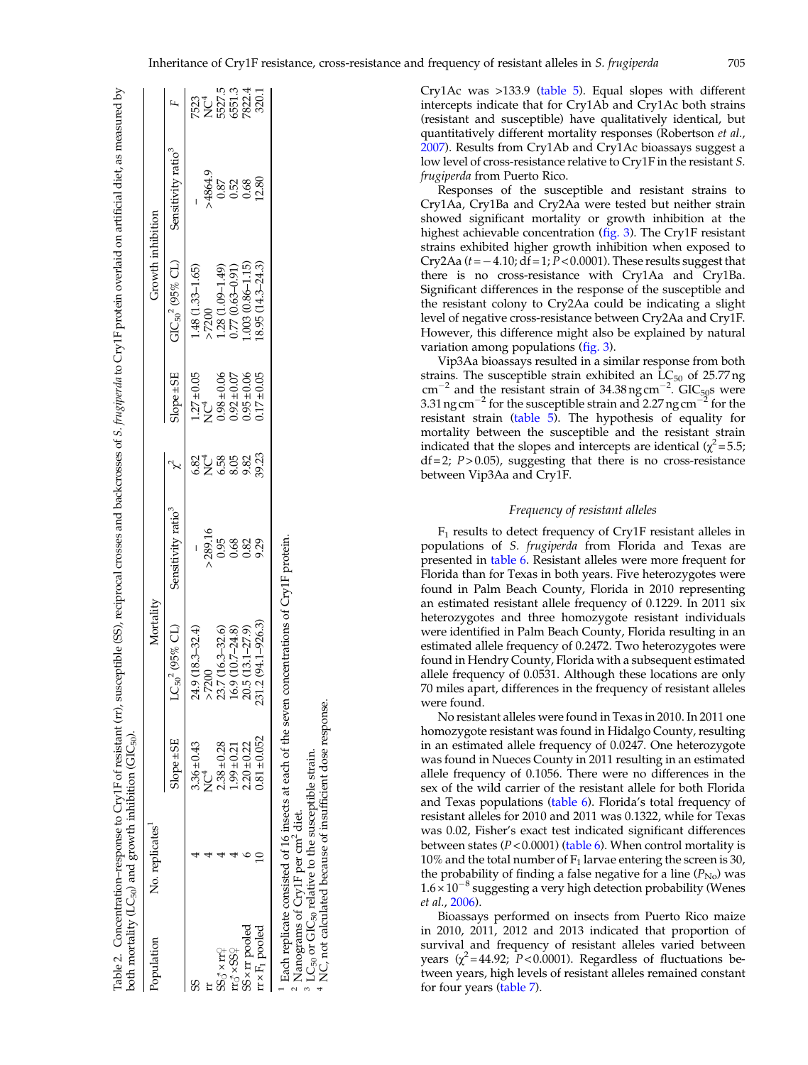Table 2. Concentration–response to Cry1F of resistant (rr), susceptible (SS), reciprocal crosses and backcrosses of *S. frugiperda* to Cry1F protein overlaid on artificial diet, as measured by both mortality ($LC_{50}$) and growth inhibition ($GIC_{50}$).

| Population | No. replicates[1] | Mortality | | | | Growth inhibition | | | |
|---|---|---|---|---|---|---|---|---|---|
| | | Slope ± SE | $LC_{50}$[2] (95% CL) | Sensitivity ratio[3] | $\chi^2$ | Slope ± SE | $GIC_{50}$[2] (95% CL) | Sensitivity ratio[3] | F |
| SS | 4 | 3.36 ± 0.43 | 24.9 (18.3–32.4) | – | 6.82 | 1.27 ± 0.05 | 1.48 (1.33–1.65) | – | 7523 |
| rr | 4 | NC[4] | >7200 | >289.16 | NC[4] | NC[4] | >7200 | >4864.9 | NC[4] |
| SS♂ × rr♀ | 4 | 2.38 ± 0.28 | 23.7 (16.3–32.6) | 0.95 | 6.58 | 0.98 ± 0.06 | 1.28 (1.09–1.49) | 0.87 | 5527.5 |
| rr♂ × SS♀ | 4 | 1.99 ± 0.21 | 16.9 (10.7–24.8) | 0.68 | 8.05 | 0.92 ± 0.07 | 0.77 (0.63–0.91) | 0.52 | 6551.3 |
| SS × rr pooled | 6 | 2.20 ± 0.22 | 20.5 (13.1–27.9) | 0.82 | 9.82 | 0.95 ± 0.06 | 1.003 (0.86–1.15) | 0.68 | 7822.4 |
| rr × $F_1$ pooled | 10 | 0.81 ± 0.052 | 231.2 (94.1–926.3) | 9.29 | 39.23 | 0.17 ± 0.05 | 18.95 (14.3–24.3) | 12.80 | 320.1 |

[1] Each replicate consisted of 16 insects at each of the seven concentrations of Cry1F protein.
[2] Nanograms of Cry1F per $cm^2$ diet.
[3] $LC_{50}$ or $GIC_{50}$ relative to the susceptible strain.
[4] NC, not calculated because of insufficient dose response.

Cry1Ac was >133.9 (table 5). Equal slopes with different intercepts indicate that for Cry1Ab and Cry1Ac both strains (resistant and susceptible) have qualitatively identical, but quantitatively different mortality responses (Robertson *et al.*, 2007). Results from Cry1Ab and Cry1Ac bioassays suggest a low level of cross-resistance relative to Cry1F in the resistant *S. frugiperda* from Puerto Rico.

Responses of the susceptible and resistant strains to Cry1Aa, Cry1Ba and Cry2Aa were tested but neither strain showed significant mortality or growth inhibition at the highest achievable concentration (fig. 3). The Cry1F resistant strains exhibited higher growth inhibition when exposed to Cry2Aa ($t = -4.10$; df = 1; $P < 0.0001$). These results suggest that there is no cross-resistance with Cry1Aa and Cry1Ba. Significant differences in the response of the susceptible and the resistant colony to Cry2Aa could be indicating a slight level of negative cross-resistance between Cry2Aa and Cry1F. However, this difference might also be explained by natural variation among populations (fig. 3).

Vip3Aa bioassays resulted in a similar response from both strains. The susceptible strain exhibited an $LC_{50}$ of 25.77 ng $cm^{-2}$ and the resistant strain of 34.38 ng $cm^{-2}$. $GIC_{50}$s were 3.31 ng $cm^{-2}$ for the susceptible strain and 2.27 ng $cm^{-2}$ for the resistant strain (table 5). The hypothesis of equality for mortality between the susceptible and the resistant strain indicated that the slopes and intercepts are identical ($\chi^2 = 5.5$; df = 2; $P > 0.05$), suggesting that there is no cross-resistance between Vip3Aa and Cry1F.

### *Frequency of resistant alleles*

$F_1$ results to detect frequency of Cry1F resistant alleles in populations of *S. frugiperda* from Florida and Texas are presented in table 6. Resistant alleles were more frequent for Florida than for Texas in both years. Five heterozygotes were found in Palm Beach County, Florida in 2010 representing an estimated resistant allele frequency of 0.1229. In 2011 six heterozygotes and three homozygote resistant individuals were identified in Palm Beach County, Florida resulting in an estimated allele frequency of 0.2472. Two heterozygotes were found in Hendry County, Florida with a subsequent estimated allele frequency of 0.0531. Although these locations are only 70 miles apart, differences in the frequency of resistant alleles were found.

No resistant alleles were found in Texas in 2010. In 2011 one homozygote resistant was found in Hidalgo County, resulting in an estimated allele frequency of 0.0247. One heterozygote was found in Nueces County in 2011 resulting in an estimated allele frequency of 0.1056. There were no differences in the sex of the wild carrier of the resistant allele for both Florida and Texas populations (table 6). Florida's total frequency of resistant alleles for 2010 and 2011 was 0.1322, while for Texas was 0.02, Fisher's exact test indicated significant differences between states ($P < 0.0001$) (table 6). When control mortality is 10% and the total number of $F_1$ larvae entering the screen is 30, the probability of finding a false negative for a line ($P_{No}$) was $1.6 \times 10^{-8}$ suggesting a very high detection probability (Wenes *et al.*, 2006).

Bioassays performed on insects from Puerto Rico maize in 2010, 2011, 2012 and 2013 indicated that proportion of survival and frequency of resistant alleles varied between years ($\chi^2 = 44.92$; $P < 0.0001$). Regardless of fluctuations between years, high levels of resistant alleles remained constant for four years (table 7).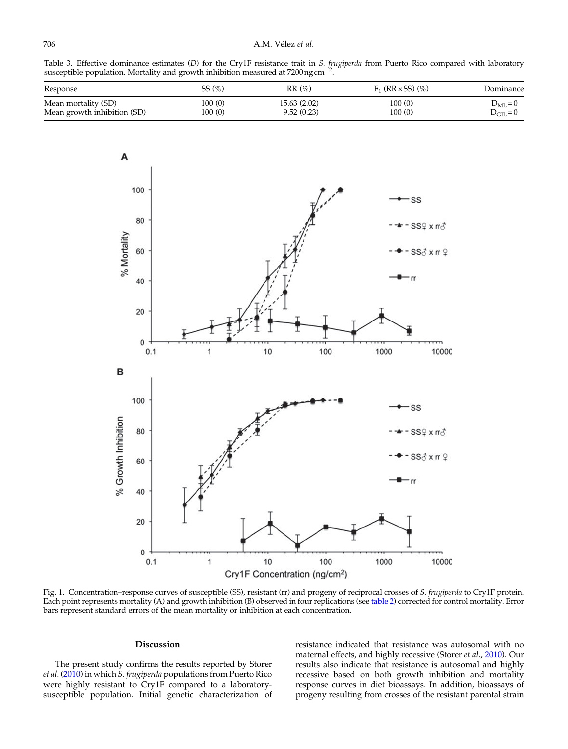Table 3. Effective dominance estimates (*D*) for the Cry1F resistance trait in *S. frugiperda* from Puerto Rico compared with laboratory susceptible population. Mortality and growth inhibition measured at 7200 ng cm$^{-2}$.

| Response | SS (%) | RR (%) | $F_1$ (RR × SS) (%) | Dominance |
|---|---|---|---|---|
| Mean mortality (SD) | 100 (0) | 15.63 (2.02) | 100 (0) | $D_{ML} = 0$ |
| Mean growth inhibition (SD) | 100 (0) | 9.52 (0.23) | 100 (0) | $D_{GIL} = 0$ |

Fig. 1. Concentration–response curves of susceptible (SS), resistant (rr) and progeny of reciprocal crosses of *S. frugiperda* to Cry1F protein. Each point represents mortality (A) and growth inhibition (B) observed in four replications (see table 2) corrected for control mortality. Error bars represent standard errors of the mean mortality or inhibition at each concentration.

## Discussion

The present study confirms the results reported by Storer *et al.* (2010) in which *S. frugiperda* populations from Puerto Rico were highly resistant to Cry1F compared to a laboratory-susceptible population. Initial genetic characterization of resistance indicated that resistance was autosomal with no maternal effects, and highly recessive (Storer *et al.*, 2010). Our results also indicate that resistance is autosomal and highly recessive based on both growth inhibition and mortality response curves in diet bioassays. In addition, bioassays of progeny resulting from crosses of the resistant parental strain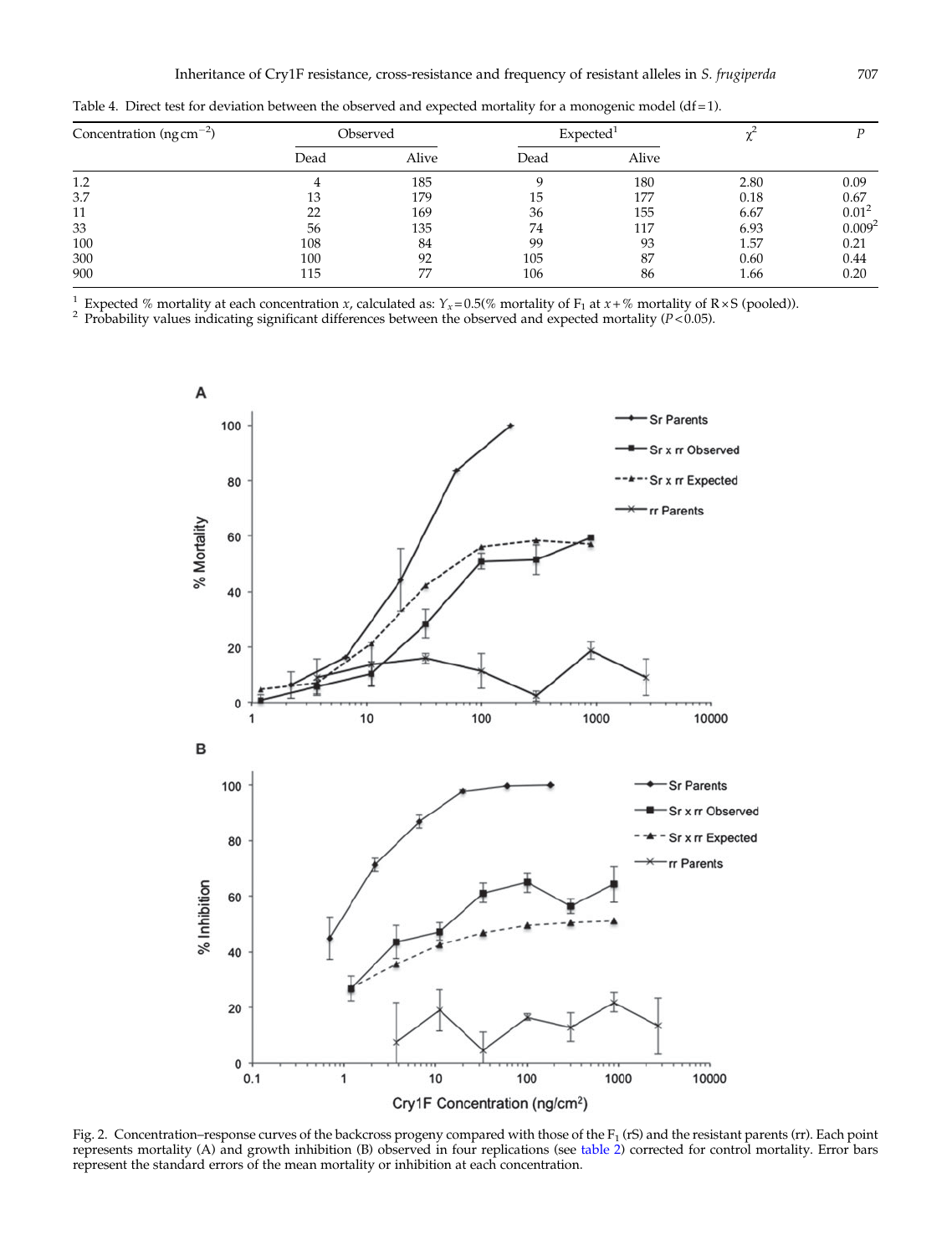Table 4. Direct test for deviation between the observed and expected mortality for a monogenic model (df = 1).

| Concentration ($ng\,cm^{-2}$) | Observed | | Expected[1] | | $\chi^2$ | $P$ |
|---|---|---|---|---|---|---|
| | Dead | Alive | Dead | Alive | | |
| 1.2 | 4 | 185 | 9 | 180 | 2.80 | 0.09 |
| 3.7 | 13 | 179 | 15 | 177 | 0.18 | 0.67 |
| 11 | 22 | 169 | 36 | 155 | 6.67 | 0.01[2] |
| 33 | 56 | 135 | 74 | 117 | 6.93 | 0.009[2] |
| 100 | 108 | 84 | 99 | 93 | 1.57 | 0.21 |
| 300 | 100 | 92 | 105 | 87 | 0.60 | 0.44 |
| 900 | 115 | 77 | 106 | 86 | 1.66 | 0.20 |

[1] Expected % mortality at each concentration $x$, calculated as: $Y_x = 0.5$(% mortality of $F_1$ at $x$ + % mortality of R × S (pooled)).
[2] Probability values indicating significant differences between the observed and expected mortality ($P < 0.05$).

Fig. 2. Concentration–response curves of the backcross progeny compared with those of the $F_1$ (rS) and the resistant parents (rr). Each point represents mortality (A) and growth inhibition (B) observed in four replications (see table 2) corrected for control mortality. Error bars represent the standard errors of the mean mortality or inhibition at each concentration.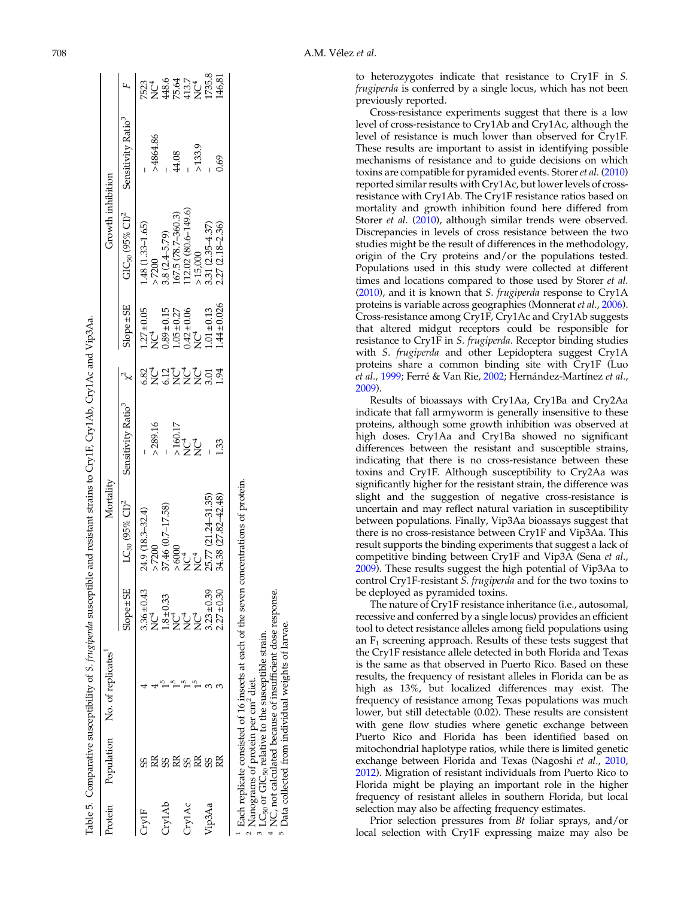Table 5. Comparative susceptibility of *S. frugiperda* susceptible and resistant strains to Cry1F, Cry1Ab, Cry1Ac and Vip3Aa.

| Protein | Population | No. of replicates[1] | Mortality | | | Growth inhibition | | | | |
|---|---|---|---|---|---|---|---|---|---|---|
| | | | Slope ± SE | $LC_{50}$ (95% CI)[2] | Sensitivity Ratio[3] | $\chi^2$ | Slope ± SE | $GIC_{50}$ (95% CI)[2] | Sensitivity Ratio[3] | F |
| Cry1F | SS | 4 | 3.36 ± 0.43 | 24.9 (18.3–32.4) | – | 6.82 | 1.27 ± 0.05 | 1.48 (1.33–1.65) | – | 7523 |
| | RR | 4 | NC[4] | >7200 | >289.16 | NC[4] | NC[4] | >7200 | >4864.86 | NC[4] |
| Cry1Ab | SS | 1[5] | 1.8 ± 0.33 | 37.46 (0.7–17.58) | – | 6.12 | 0.89 ± 0.15 | 3.8 (2.4–5.79) | – | 448.6 |
| | RR | 1[5] | NC[4] | >6000 | >160.17 | NC[4] | 1.05 ± 0.27 | 167.5 (78.7–360.3) | 44.08 | 75.64 |
| Cry1Ac | SS | 1[5] | NC[4] | NC[4] | NC[4] | NC[4] | 0.42 ± 0.06 | 112.02 (80.6–149.6) | – | 413.7 |
| | RR | 1[5] | NC[4] | NC[4] | NC[4] | NC[4] | NC[4] | >15,000 | >133.9 | NC[4] |
| Vip3Aa | SS | 3 | 3.23 ± 0.39 | 25.77 (21.24–31.35) | – | 3.01 | 1.01 ± 0.13 | 3.31 (2.35–4.37) | – | 1735.8 |
| | RR | 3 | 2.27 ± 0.30 | 34.38 (27.82–42.48) | 1.33 | 1.94 | 1.44 ± 0.026 | 2.27 (2.18–2.36) | 0.69 | 146.81 |

[1] Each replicate consisted of 16 insects at each of the seven concentrations of protein.
[2] Nanograms of protein per $cm^2$ diet.
[3] $LC_{50}$ or $GIC_{50}$ relative to the susceptible strain.
[4] NC, not calculated because of insufficient dose response.
[5] Data collected from individual weights of larvae.

to heterozygotes indicate that resistance to Cry1F in *S. frugiperda* is conferred by a single locus, which has not been previously reported.

Cross-resistance experiments suggest that there is a low level of cross-resistance to Cry1Ab and Cry1Ac, although the level of resistance is much lower than observed for Cry1F. These results are important to assist in identifying possible mechanisms of resistance and to guide decisions on which toxins are compatible for pyramided events. Storer *et al.* (2010) reported similar results with Cry1Ac, but lower levels of cross-resistance with Cry1Ab. The Cry1F resistance ratios based on mortality and growth inhibition found here differed from Storer *et al.* (2010), although similar trends were observed. Discrepancies in levels of cross resistance between the two studies might be the result of differences in the methodology, origin of the Cry proteins and/or the populations tested. Populations used in this study were collected at different times and locations compared to those used by Storer *et al.* (2010), and it is known that *S. frugiperda* response to Cry1A proteins is variable across geographies (Monnerat *et al.*, 2006). Cross-resistance among Cry1F, Cry1Ac and Cry1Ab suggests that altered midgut receptors could be responsible for resistance to Cry1F in *S. frugiperda.* Receptor binding studies with *S. frugiperda* and other Lepidoptera suggest Cry1A proteins share a common binding site with Cry1F (Luo *et al.*, 1999; Ferré & Van Rie, 2002; Hernández-Martínez *et al.*, 2009).

Results of bioassays with Cry1Aa, Cry1Ba and Cry2Aa indicate that fall armyworm is generally insensitive to these proteins, although some growth inhibition was observed at high doses. Cry1Aa and Cry1Ba showed no significant differences between the resistant and susceptible strains, indicating that there is no cross-resistance between these toxins and Cry1F. Although susceptibility to Cry2Aa was significantly higher for the resistant strain, the difference was slight and the suggestion of negative cross-resistance is uncertain and may reflect natural variation in susceptibility between populations. Finally, Vip3Aa bioassays suggest that there is no cross-resistance between Cry1F and Vip3Aa. This result supports the binding experiments that suggest a lack of competitive binding between Cry1F and Vip3A (Sena *et al.*, 2009). These results suggest the high potential of Vip3Aa to control Cry1F-resistant *S. frugiperda* and for the two toxins to be deployed as pyramided toxins.

The nature of Cry1F resistance inheritance (i.e., autosomal, recessive and conferred by a single locus) provides an efficient tool to detect resistance alleles among field populations using an $F_1$ screening approach. Results of these tests suggest that the Cry1F resistance allele detected in both Florida and Texas is the same as that observed in Puerto Rico. Based on these results, the frequency of resistant alleles in Florida can be as high as 13%, but localized differences may exist. The frequency of resistance among Texas populations was much lower, but still detectable (0.02). These results are consistent with gene flow studies where genetic exchange between Puerto Rico and Florida has been identified based on mitochondrial haplotype ratios, while there is limited genetic exchange between Florida and Texas (Nagoshi *et al.*, 2010, 2012). Migration of resistant individuals from Puerto Rico to Florida might be playing an important role in the higher frequency of resistant alleles in southern Florida, but local selection may also be affecting frequency estimates.

Prior selection pressures from *Bt* foliar sprays, and/or local selection with Cry1F expressing maize may also be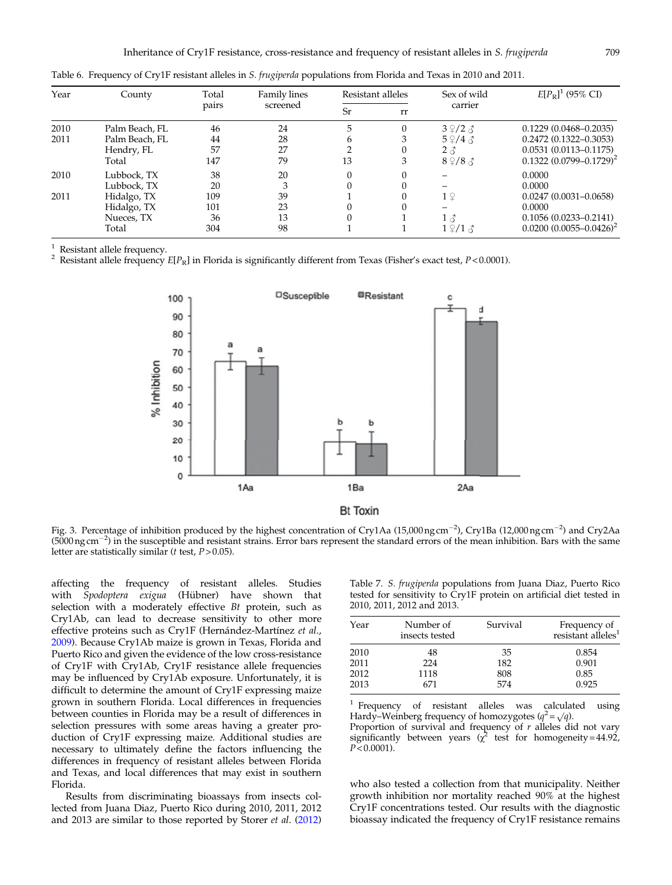Table 6. Frequency of Cry1F resistant alleles in *S. frugiperda* populations from Florida and Texas in 2010 and 2011.

| Year | County | Total pairs | Family lines screened | Resistant alleles | | Sex of wild carrier | $E[P_R]$[1] (95% CI) |
|---|---|---|---|---|---|---|---|
| | | | | Sr | rr | | |
| 2010 | Palm Beach, FL | 46 | 24 | 5 | 0 | 3 ♀/2 ♂ | 0.1229 (0.0468–0.2035) |
| 2011 | Palm Beach, FL | 44 | 28 | 6 | 3 | 5 ♀/4 ♂ | 0.2472 (0.1322–0.3053) |
| | Hendry, FL | 57 | 27 | 2 | 0 | 2 ♂ | 0.0531 (0.0113–0.1175) |
| | Total | 147 | 79 | 13 | 3 | 8 ♀/8 ♂ | 0.1322 (0.0799–0.1729)[2] |
| 2010 | Lubbock, TX | 38 | 20 | 0 | 0 | – | 0.0000 |
| | Lubbock, TX | 20 | 3 | 0 | 0 | – | 0.0000 |
| 2011 | Hidalgo, TX | 109 | 39 | 1 | 0 | 1 ♀ | 0.0247 (0.0031–0.0658) |
| | Hidalgo, TX | 101 | 23 | 0 | 0 | – | 0.0000 |
| | Nueces, TX | 36 | 13 | 0 | 1 | 1 ♂ | 0.1056 (0.0233–0.2141) |
| | Total | 304 | 98 | 1 | 1 | 1 ♀/1 ♂ | 0.0200 (0.0055–0.0426)[2] |

[1] Resistant allele frequency.
[2] Resistant allele frequency $E[P_R]$ in Florida is significantly different from Texas (Fisher's exact test, $P < 0.0001$).

Fig. 3. Percentage of inhibition produced by the highest concentration of Cry1Aa (15,000 ng cm$^{-2}$), Cry1Ba (12,000 ng cm$^{-2}$) and Cry2Aa (5000 ng cm$^{-2}$) in the susceptible and resistant strains. Error bars represent the standard errors of the mean inhibition. Bars with the same letter are statistically similar (*t* test, $P > 0.05$).

affecting the frequency of resistant alleles. Studies with *Spodoptera exigua* (Hübner) have shown that selection with a moderately effective *Bt* protein, such as Cry1Ab, can lead to decrease sensitivity to other more effective proteins such as Cry1F (Hernández-Martínez *et al.*, 2009). Because Cry1Ab maize is grown in Texas, Florida and Puerto Rico and given the evidence of the low cross-resistance of Cry1F with Cry1Ab, Cry1F resistance allele frequencies may be influenced by Cry1Ab exposure. Unfortunately, it is difficult to determine the amount of Cry1F expressing maize grown in southern Florida. Local differences in frequencies between counties in Florida may be a result of differences in selection pressures with some areas having a greater production of Cry1F expressing maize. Additional studies are necessary to ultimately define the factors influencing the differences in frequency of resistant alleles between Florida and Texas, and local differences that may exist in southern Florida.

Results from discriminating bioassays from insects collected from Juana Diaz, Puerto Rico during 2010, 2011, 2012 and 2013 are similar to those reported by Storer *et al*. (2012) who also tested a collection from that municipality. Neither growth inhibition nor mortality reached 90% at the highest Cry1F concentrations tested. Our results with the diagnostic bioassay indicated the frequency of Cry1F resistance remains

Table 7. *S. frugiperda* populations from Juana Diaz, Puerto Rico tested for sensitivity to Cry1F protein on artificial diet tested in 2010, 2011, 2012 and 2013.

| Year | Number of insects tested | Survival | Frequency of resistant alleles[1] |
|---|---|---|---|
| 2010 | 48 | 35 | 0.854 |
| 2011 | 224 | 182 | 0.901 |
| 2012 | 1118 | 808 | 0.85 |
| 2013 | 671 | 574 | 0.925 |

[1] Frequency of resistant alleles was calculated using Hardy–Weinberg frequency of homozygotes ($q^2 = \sqrt{q}$).
Proportion of survival and frequency of *r* alleles did not vary significantly between years ($\chi^2$ test for homogeneity = 44.92, $P < 0.0001$).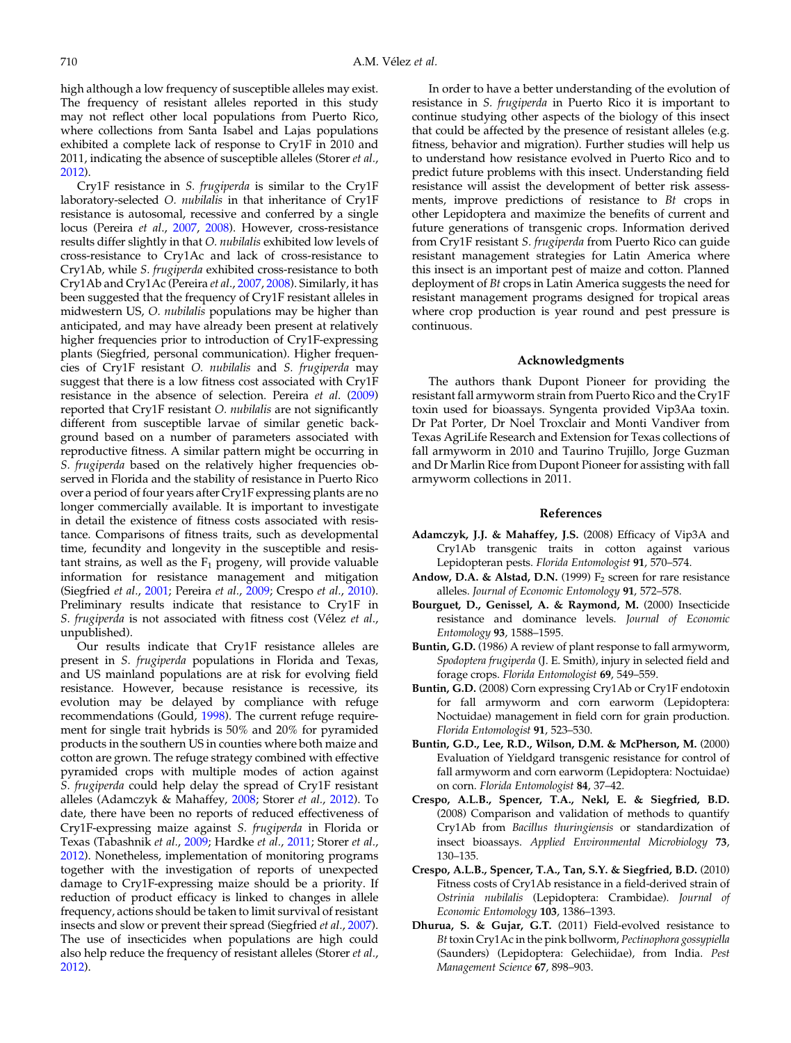high although a low frequency of susceptible alleles may exist. The frequency of resistant alleles reported in this study may not reflect other local populations from Puerto Rico, where collections from Santa Isabel and Lajas populations exhibited a complete lack of response to Cry1F in 2010 and 2011, indicating the absence of susceptible alleles (Storer *et al.*, 2012).

Cry1F resistance in *S. frugiperda* is similar to the Cry1F laboratory-selected *O. nubilalis* in that inheritance of Cry1F resistance is autosomal, recessive and conferred by a single locus (Pereira *et al.*, 2007, 2008). However, cross-resistance results differ slightly in that *O. nubilalis* exhibited low levels of cross-resistance to Cry1Ac and lack of cross-resistance to Cry1Ab, while *S. frugiperda* exhibited cross-resistance to both Cry1Ab and Cry1Ac (Pereira *et al.*, 2007, 2008). Similarly, it has been suggested that the frequency of Cry1F resistant alleles in midwestern US, *O. nubilalis* populations may be higher than anticipated, and may have already been present at relatively higher frequencies prior to introduction of Cry1F-expressing plants (Siegfried, personal communication). Higher frequencies of Cry1F resistant *O. nubilalis* and *S. frugiperda* may suggest that there is a low fitness cost associated with Cry1F resistance in the absence of selection. Pereira *et al.* (2009) reported that Cry1F resistant *O. nubilalis* are not significantly different from susceptible larvae of similar genetic background based on a number of parameters associated with reproductive fitness. A similar pattern might be occurring in *S. frugiperda* based on the relatively higher frequencies observed in Florida and the stability of resistance in Puerto Rico over a period of four years after Cry1F expressing plants are no longer commercially available. It is important to investigate in detail the existence of fitness costs associated with resistance. Comparisons of fitness traits, such as developmental time, fecundity and longevity in the susceptible and resistant strains, as well as the $F_1$ progeny, will provide valuable information for resistance management and mitigation (Siegfried *et al.*, 2001; Pereira *et al.*, 2009; Crespo *et al.*, 2010). Preliminary results indicate that resistance to Cry1F in *S. frugiperda* is not associated with fitness cost (Vélez *et al.*, unpublished).

Our results indicate that Cry1F resistance alleles are present in *S. frugiperda* populations in Florida and Texas, and US mainland populations are at risk for evolving field resistance. However, because resistance is recessive, its evolution may be delayed by compliance with refuge recommendations (Gould, 1998). The current refuge requirement for single trait hybrids is 50% and 20% for pyramided products in the southern US in counties where both maize and cotton are grown. The refuge strategy combined with effective pyramided crops with multiple modes of action against *S. frugiperda* could help delay the spread of Cry1F resistant alleles (Adamczyk & Mahaffey, 2008; Storer *et al.*, 2012). To date, there have been no reports of reduced effectiveness of Cry1F-expressing maize against *S. frugiperda* in Florida or Texas (Tabashnik *et al.*, 2009; Hardke *et al.*, 2011; Storer *et al.*, 2012). Nonetheless, implementation of monitoring programs together with the investigation of reports of unexpected damage to Cry1F-expressing maize should be a priority. If reduction of product efficacy is linked to changes in allele frequency, actions should be taken to limit survival of resistant insects and slow or prevent their spread (Siegfried *et al.*, 2007). The use of insecticides when populations are high could also help reduce the frequency of resistant alleles (Storer *et al.*, 2012).

In order to have a better understanding of the evolution of resistance in *S. frugiperda* in Puerto Rico it is important to continue studying other aspects of the biology of this insect that could be affected by the presence of resistant alleles (e.g. fitness, behavior and migration). Further studies will help us to understand how resistance evolved in Puerto Rico and to predict future problems with this insect. Understanding field resistance will assist the development of better risk assessments, improve predictions of resistance to *Bt* crops in other Lepidoptera and maximize the benefits of current and future generations of transgenic crops. Information derived from Cry1F resistant *S. frugiperda* from Puerto Rico can guide resistant management strategies for Latin America where this insect is an important pest of maize and cotton. Planned deployment of *Bt* crops in Latin America suggests the need for resistant management programs designed for tropical areas where crop production is year round and pest pressure is continuous.

## Acknowledgments

The authors thank Dupont Pioneer for providing the resistant fall armyworm strain from Puerto Rico and the Cry1F toxin used for bioassays. Syngenta provided Vip3Aa toxin. Dr Pat Porter, Dr Noel Troxclair and Monti Vandiver from Texas AgriLife Research and Extension for Texas collections of fall armyworm in 2010 and Taurino Trujillo, Jorge Guzman and Dr Marlin Rice from Dupont Pioneer for assisting with fall armyworm collections in 2011.

## References

**Adamczyk, J.J. & Mahaffey, J.S.** (2008) Efficacy of Vip3A and Cry1Ab transgenic traits in cotton against various Lepidopteran pests. *Florida Entomologist* **91**, 570–574.

**Andow, D.A. & Alstad, D.N.** (1999) $F_2$ screen for rare resistance alleles. *Journal of Economic Entomology* **91**, 572–578.

**Bourguet, D., Genissel, A. & Raymond, M.** (2000) Insecticide resistance and dominance levels. *Journal of Economic Entomology* **93**, 1588–1595.

**Buntin, G.D.** (1986) A review of plant response to fall armyworm, *Spodoptera frugiperda* (J. E. Smith), injury in selected field and forage crops. *Florida Entomologist* **69**, 549–559.

**Buntin, G.D.** (2008) Corn expressing Cry1Ab or Cry1F endotoxin for fall armyworm and corn earworm (Lepidoptera: Noctuidae) management in field corn for grain production. *Florida Entomologist* **91**, 523–530.

**Buntin, G.D., Lee, R.D., Wilson, D.M. & McPherson, M.** (2000) Evaluation of Yieldgard transgenic resistance for control of fall armyworm and corn earworm (Lepidoptera: Noctuidae) on corn. *Florida Entomologist* **84**, 37–42.

**Crespo, A.L.B., Spencer, T.A., Nekl, E. & Siegfried, B.D.** (2008) Comparison and validation of methods to quantify Cry1Ab from *Bacillus thuringiensis* or standardization of insect bioassays. *Applied Environmental Microbiology* **73**, 130–135.

**Crespo, A.L.B., Spencer, T.A., Tan, S.Y. & Siegfried, B.D.** (2010) Fitness costs of Cry1Ab resistance in a field-derived strain of *Ostrinia nubilalis* (Lepidoptera: Crambidae). *Journal of Economic Entomology* **103**, 1386–1393.

**Dhurua, S. & Gujar, G.T.** (2011) Field-evolved resistance to *Bt* toxin Cry1Ac in the pink bollworm, *Pectinophora gossypiella* (Saunders) (Lepidoptera: Gelechiidae), from India. *Pest Management Science* **67**, 898–903.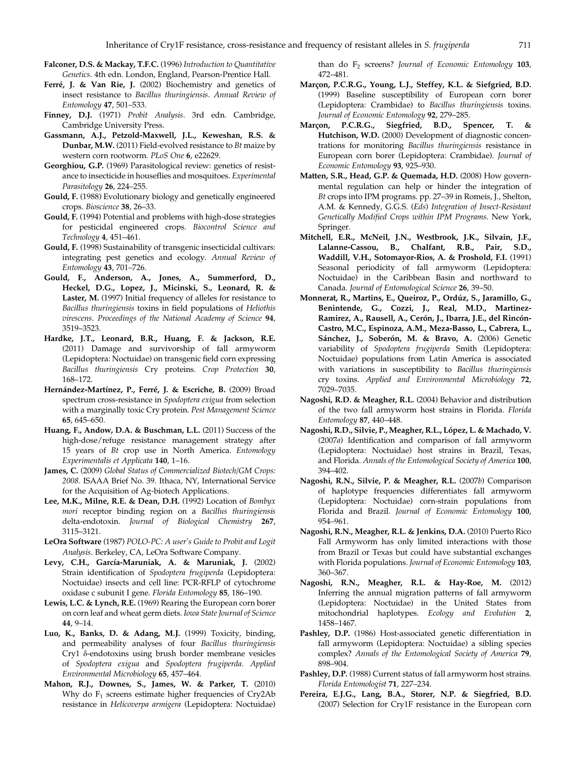**Falconer, D.S. & Mackay, T.F.C.** (1996) *Introduction to Quantitative Genetics*. 4th edn. London, England, Pearson-Prentice Hall.

**Ferré, J. & Van Rie, J.** (2002) Biochemistry and genetics of insect resistance to *Bacillus thuringiensis*. *Annual Review of Entomology* **47**, 501–533.

**Finney, D.J.** (1971) *Probit Analysis*. 3rd edn. Cambridge, Cambridge University Press.

**Gassmann, A.J., Petzold-Maxwell, J.L., Keweshan, R.S. & Dunbar, M.W.** (2011) Field-evolved resistance to *Bt* maize by western corn rootworm. *PLoS One* **6**, e22629.

**Georghiou, G.P.** (1969) Parasitological review: genetics of resistance to insecticide in houseflies and mosquitoes. *Experimental Parasitology* **26**, 224–255.

**Gould, F.** (1988) Evolutionary biology and genetically engineered crops. *Bioscience* **38**, 26–33.

**Gould, F.** (1994) Potential and problems with high-dose strategies for pesticidal engineered crops. *Biocontrol Science and Technology* **4**, 451–461.

**Gould, F.** (1998) Sustainability of transgenic insecticidal cultivars: integrating pest genetics and ecology. *Annual Review of Entomology* **43**, 701–726.

**Gould, F., Anderson, A., Jones, A., Summerford, D., Heckel, D.G., Lopez, J., Micinski, S., Leonard, R. & Laster, M.** (1997) Initial frequency of alleles for resistance to *Bacillus thuringiensis* toxins in field populations of *Heliothis virescens*. *Proceedings of the National Academy of Science* **94**, 3519–3523.

**Hardke, J.T., Leonard, B.R., Huang, F. & Jackson, R.E.** (2011) Damage and survivorship of fall armyworm (Lepidoptera: Noctuidae) on transgenic field corn expressing *Bacillus thuringiensis* Cry proteins. *Crop Protection* **30**, 168–172.

**Hernández-Martínez, P., Ferré, J. & Escriche, B.** (2009) Broad spectrum cross-resistance in *Spodoptera exigua* from selection with a marginally toxic Cry protein. *Pest Management Science* **65**, 645–650.

**Huang, F., Andow, D.A. & Buschman, L.L.** (2011) Success of the high-dose/refuge resistance management strategy after 15 years of *Bt* crop use in North America. *Entomology Experimentalis et Applicata* **140**, 1–16.

**James, C.** (2009) *Global Status of Commercialized Biotech/GM Crops: 2008*. ISAAA Brief No. 39. Ithaca, NY, International Service for the Acquisition of Ag-biotech Applications.

**Lee, M.K., Milne, R.E. & Dean, D.H.** (1992) Location of *Bombyx mori* receptor binding region on a *Bacillus thuringiensis* delta-endotoxin. *Journal of Biological Chemistry* **267**, 3115–3121.

**LeOra Software** (1987) *POLO-PC: A user's Guide to Probit and Logit Analysis*. Berkeley, CA, LeOra Software Company.

**Levy, C.H., García-Maruniak, A. & Maruniak, J.** (2002) Strain identification of *Spodoptera frugiperda* (Lepidoptera: Noctuidae) insects and cell line: PCR-RFLP of cytochrome oxidase c subunit I gene. *Florida Entomology* **85**, 186–190.

**Lewis, L.C. & Lynch, R.E.** (1969) Rearing the European corn borer on corn leaf and wheat germ diets. *Iowa State Journal of Science* **44**, 9–14.

**Luo, K., Banks, D. & Adang, M.J.** (1999) Toxicity, binding, and permeability analyses of four *Bacillus thuringiensis* Cry1 δ-endotoxins using brush border membrane vesicles of *Spodoptera exigua* and *Spodoptera frugiperda*. *Applied Environmental Microbiology* **65**, 457–464.

**Mahon, R.J., Downes, S., James, W. & Parker, T.** (2010) Why do $F_1$ screens estimate higher frequencies of Cry2Ab resistance in *Helicoverpa armigera* (Lepidoptera: Noctuidae) than do $F_2$ screens? *Journal of Economic Entomology* **103**, 472–481.

**Marçon, P.C.R.G., Young, L.J., Steffey, K.L. & Siegfried, B.D.** (1999) Baseline susceptibility of European corn borer (Lepidoptera: Crambidae) to *Bacillus thuringiensis* toxins. *Journal of Economic Entomology* **92**, 279–285.

**Marçon, P.C.R.G., Siegfried, B.D., Spencer, T. & Hutchison, W.D.** (2000) Development of diagnostic concentrations for monitoring *Bacillus thuringiensis* resistance in European corn borer (Lepidoptera: Crambidae). *Journal of Economic Entomology* **93**, 925–930.

**Matten, S.R., Head, G.P. & Quemada, H.D.** (2008) How governmental regulation can help or hinder the integration of *Bt* crops into IPM programs. pp. 27–39 in Romeis, J., Shelton, A.M. & Kennedy, G.G.S. (*Eds*) *Integration of Insect-Resistant Genetically Modified Crops within IPM Programs*. New York, Springer.

**Mitchell, E.R., McNeil, J.N., Westbrook, J.K., Silvain, J.F., Lalanne-Cassou, B., Chalfant, R.B., Pair, S.D., Waddill, V.H., Sotomayor-Rios, A. & Proshold, F.I.** (1991) Seasonal periodicity of fall armyworm (Lepidoptera: Noctuidae) in the Caribbean Basin and northward to Canada. *Journal of Entomological Science* **26**, 39–50.

**Monnerat, R., Martins, E., Queiroz, P., Ordúz, S., Jaramillo, G., Benintende, G., Cozzi, J., Real, M.D., Martinez-Ramirez, A., Rausell, A., Cerón, J., Ibarra, J.E., del Rincón-Castro, M.C., Espinoza, A.M., Meza-Basso, L., Cabrera, L., Sánchez, J., Soberón, M. & Bravo, A.** (2006) Genetic variability of *Spodoptera frugiperda* Smith (Lepidoptera: Noctuidae) populations from Latin America is associated with variations in susceptibility to *Bacillus thuringiensis* cry toxins. *Applied and Environmental Microbiology* **72**, 7029–7035.

**Nagoshi, R.D. & Meagher, R.L.** (2004) Behavior and distribution of the two fall armyworm host strains in Florida. *Florida Entomology* **87**, 440–448.

**Nagoshi, R.D., Silvie, P., Meagher, R.L., López, L. & Machado, V.** (2007*a*) Identification and comparison of fall armyworm (Lepidoptera: Noctuidae) host strains in Brazil, Texas, and Florida. *Annals of the Entomological Society of America* **100**, 394–402.

**Nagoshi, R.N., Silvie, P. & Meagher, R.L.** (2007*b*) Comparison of haplotype frequencies differentiates fall armyworm (Lepidoptera: Noctuidae) corn-strain populations from Florida and Brazil. *Journal of Economic Entomology* **100**, 954–961.

**Nagoshi, R.N., Meagher, R.L. & Jenkins, D.A.** (2010) Puerto Rico Fall Armyworm has only limited interactions with those from Brazil or Texas but could have substantial exchanges with Florida populations. *Journal of Economic Entomology* **103**, 360–367.

**Nagoshi, R.N., Meagher, R.L. & Hay-Roe, M.** (2012) Inferring the annual migration patterns of fall armyworm (Lepidoptera: Noctuidae) in the United States from mitochondrial haplotypes. *Ecology and Evolution* **2**, 1458–1467.

**Pashley, D.P.** (1986) Host-associated genetic differentiation in fall armyworm (Lepidoptera: Noctuidae) a sibling species complex? *Annals of the Entomological Society of America* **79**, 898–904.

**Pashley, D.P.** (1988) Current status of fall armyworm host strains. *Florida Entomologist* **71**, 227–234.

**Pereira, E.J.G., Lang, B.A., Storer, N.P. & Siegfried, B.D.** (2007) Selection for Cry1F resistance in the European corn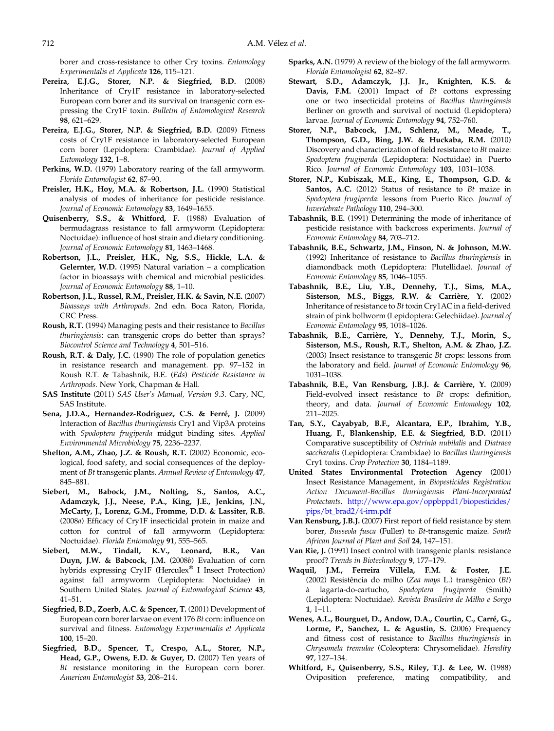borer and cross-resistance to other Cry toxins. *Entomology Experimentalis et Applicata* **126**, 115–121.

**Pereira, E.J.G., Storer, N.P. & Siegfried, B.D.** (2008) Inheritance of Cry1F resistance in laboratory-selected European corn borer and its survival on transgenic corn expressing the Cry1F toxin. *Bulletin of Entomological Research* **98**, 621–629.

**Pereira, E.J.G., Storer, N.P. & Siegfried, B.D.** (2009) Fitness costs of Cry1F resistance in laboratory-selected European corn borer (Lepidoptera: Crambidae). *Journal of Applied Entomology* **132**, 1–8.

**Perkins, W.D.** (1979) Laboratory rearing of the fall armyworm. *Florida Entomologist* **62**, 87–90.

**Preisler, H.K., Hoy, M.A. & Robertson, J.L.** (1990) Statistical analysis of modes of inheritance for pesticide resistance. *Journal of Economic Entomology* **83**, 1649–1655.

**Quisenberry, S.S., & Whitford, F.** (1988) Evaluation of bermudagrass resistance to fall armyworm (Lepidoptera: Noctuidae): influence of host strain and dietary conditioning. *Journal of Economic Entomology* **81**, 1463–1468.

**Robertson, J.L., Preisler, H.K., Ng, S.S., Hickle, L.A. & Gelernter, W.D.** (1995) Natural variation – a complication factor in bioassays with chemical and microbial pesticides. *Journal of Economic Entomology* **88**, 1–10.

**Robertson, J.L., Russel, R.M., Preisler, H.K. & Savin, N.E.** (2007) *Bioassays with Arthropods*. 2nd edn. Boca Raton, Florida, CRC Press.

**Roush, R.T.** (1994) Managing pests and their resistance to *Bacillus thuringiensis*: can transgenic crops do better than sprays? *Biocontrol Science and Technology* **4**, 501–516.

**Roush, R.T. & Daly, J.C.** (1990) The role of population genetics in resistance research and management. pp. 97–152 in Roush R.T. & Tabashnik, B.E. (*Eds*) *Pesticide Resistance in Arthropods*. New York, Chapman & Hall.

**SAS Institute** (2011) *SAS User's Manual, Version 9.3*. Cary, NC, SAS Institute.

**Sena, J.D.A., Hernandez-Rodriguez, C.S. & Ferré, J.** (2009) Interaction of *Bacillus thuringiensis* Cry1 and Vip3A proteins with *Spodoptera frugiperda* midgut binding sites. *Applied Environmental Microbiology* **75**, 2236–2237.

**Shelton, A.M., Zhao, J.Z. & Roush, R.T.** (2002) Economic, ecological, food safety, and social consequences of the deployment of *Bt* transgenic plants. *Annual Review of Entomology* **47**, 845–881.

**Siebert, M., Babock, J.M., Nolting, S., Santos, A.C., Adamczyk, J.J., Neese, P.A., King, J.E., Jenkins, J.N., McCarty, J., Lorenz, G.M., Fromme, D.D. & Lassiter, R.B.** (2008*a*) Efficacy of Cry1F insecticidal protein in maize and cotton for control of fall armyworm (Lepidoptera: Noctuidae). *Florida Entomology* **91**, 555–565.

**Siebert, M.W., Tindall, K.V., Leonard, B.R., Van Duyn, J.W. & Babcock, J.M.** (2008*b*) Evaluation of corn hybrids expressing Cry1F (Herculex® I Insect Protection) against fall armyworm (Lepidoptera: Noctuidae) in Southern United States. *Journal of Entomological Science* **43**, 41–51.

**Siegfried, B.D., Zoerb, A.C. & Spencer, T.** (2001) Development of European corn borer larvae on event 176 *Bt* corn: influence on survival and fitness. *Entomology Experimentalis et Applicata* **100**, 15–20.

**Siegfried, B.D., Spencer, T., Crespo, A.L., Storer, N.P., Head, G.P., Owens, E.D. & Guyer, D.** (2007) Ten years of *Bt* resistance monitoring in the European corn borer. *American Entomologist* **53**, 208–214.

**Sparks, A.N.** (1979) A review of the biology of the fall armyworm. *Florida Entomologist* **62**, 82–87.

**Stewart, S.D., Adamczyk, J.J. Jr., Knighten, K.S. & Davis, F.M.** (2001) Impact of *Bt* cottons expressing one or two insecticidal proteins of *Bacillus thuringiensis* Berliner on growth and survival of noctuid (Lepidoptera) larvae. *Journal of Economic Entomology* **94**, 752–760.

**Storer, N.P., Babcock, J.M., Schlenz, M., Meade, T., Thompson, G.D., Bing, J.W. & Huckaba, R.M.** (2010) Discovery and characterization of field resistance to *Bt* maize: *Spodoptera frugiperda* (Lepidoptera: Noctuidae) in Puerto Rico. *Journal of Economic Entomology* **103**, 1031–1038.

**Storer, N.P., Kubiszak, M.E., King, E., Thompson, G.D. & Santos, A.C.** (2012) Status of resistance to *Bt* maize in *Spodoptera frugiperda*: lessons from Puerto Rico. *Journal of Invertebrate Pathology* **110**, 294–300.

**Tabashnik, B.E.** (1991) Determining the mode of inheritance of pesticide resistance with backcross experiments. *Journal of Economic Entomology* **84**, 703–712.

**Tabashnik, B.E., Schwartz, J.M., Finson, N. & Johnson, M.W.** (1992) Inheritance of resistance to *Bacillus thuringiensis* in diamondback moth (Lepidoptera: Plutellidae). *Journal of Economic Entomology* **85**, 1046–1055.

**Tabashnik, B.E., Liu, Y.B., Dennehy, T.J., Sims, M.A., Sisterson, M.S., Biggs, R.W. & Carrière, Y.** (2002) Inheritance of resistance to *Bt* toxin Cry1AC in a field-derived strain of pink bollworm (Lepidoptera: Gelechiidae). *Journal of Economic Entomology* **95**, 1018–1026.

**Tabashnik, B.E., Carrière, Y., Dennehy, T.J., Morin, S., Sisterson, M.S., Roush, R.T., Shelton, A.M. & Zhao, J.Z.** (2003) Insect resistance to transgenic *Bt* crops: lessons from the laboratory and field. *Journal of Economic Entomology* **96**, 1031–1038.

**Tabashnik, B.E., Van Rensburg, J.B.J. & Carrière, Y.** (2009) Field-evolved insect resistance to *Bt* crops: definition, theory, and data. *Journal of Economic Entomology* **102**, 211–2025.

**Tan, S.Y., Cayabyab, B.F., Alcantara, E.P., Ibrahim, Y.B., Huang, F., Blankenship, E.E. & Siegfried, B.D.** (2011) Comparative susceptibility of *Ostrinia nubilalis* and *Diatraea saccharalis* (Lepidoptera: Crambidae) to *Bacillus thuringiensis* Cry1 toxins. *Crop Protection* **30**, 1184–1189.

**United States Environmental Protection Agency** (2001) Insect Resistance Management, in *Biopesticides Registration Action Document-Bacillus thuringiensis Plant-Incorporated Protectants*. http://www.epa.gov/oppbppd1/biopesticides/pips/bt_brad2/4-irm.pdf

**Van Rensburg, J.B.J.** (2007) First report of field resistance by stem borer, *Busseola fusca* (Fuller) to *Bt*-transgenic maize. *South African Journal of Plant and Soil* **24**, 147–151.

**Van Rie, J.** (1991) Insect control with transgenic plants: resistance proof? *Trends in Biotechnology* **9**, 177–179.

**Waquil, J.M., Ferreira Villela, F.M. & Foster, J.E.** (2002) Resistência do milho (*Zea mays* L.) transgênico (*Bt*) à lagarta-do-cartucho, *Spodoptera frugiperda* (Smith) (Lepidoptera: Noctuidae). *Revista Brasileira de Milho e Sorgo* **1**, 1–11.

**Wenes, A.L., Bourguet, D., Andow, D.A., Courtin, C., Carré, G., Lorme, P., Sanchez, L. & Agustin, S.** (2006) Frequency and fitness cost of resistance to *Bacillus thuringiensis* in *Chrysomela tremulae* (Coleoptera: Chrysomelidae). *Heredity* **97**, 127–134.

**Whitford, F., Quisenberry, S.S., Riley, T.J. & Lee, W.** (1988) Oviposition preference, mating compatibility, and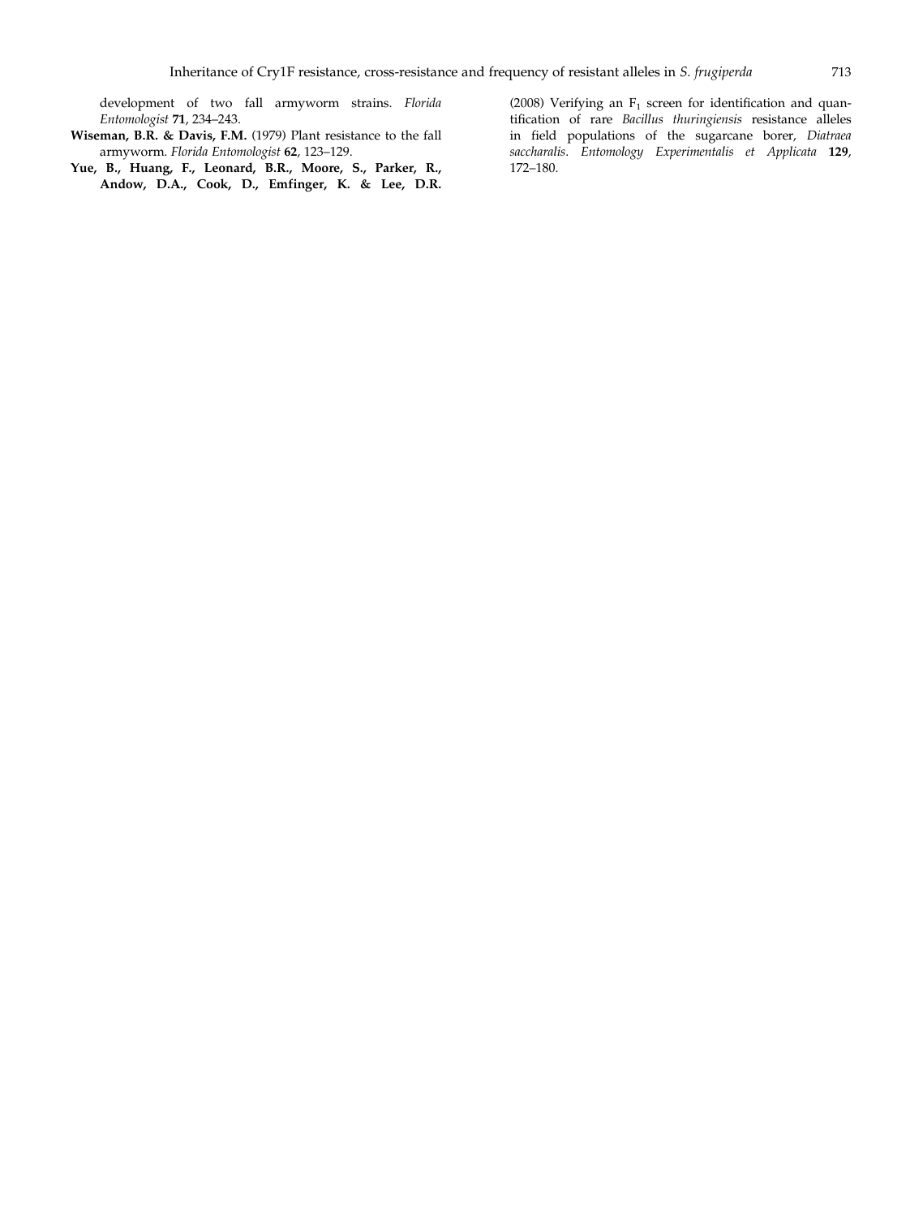development of two fall armyworm strains. *Florida Entomologist* **71**, 234–243.

**Wiseman, B.R. & Davis, F.M.** (1979) Plant resistance to the fall armyworm. *Florida Entomologist* **62**, 123–129.

**Yue, B., Huang, F., Leonard, B.R., Moore, S., Parker, R., Andow, D.A., Cook, D., Emfinger, K. & Lee, D.R.** (2008) Verifying an $F_1$ screen for identification and quantification of rare *Bacillus thuringiensis* resistance alleles in field populations of the sugarcane borer, *Diatraea saccharalis*. *Entomology Experimentalis et Applicata* **129**, 172–180.